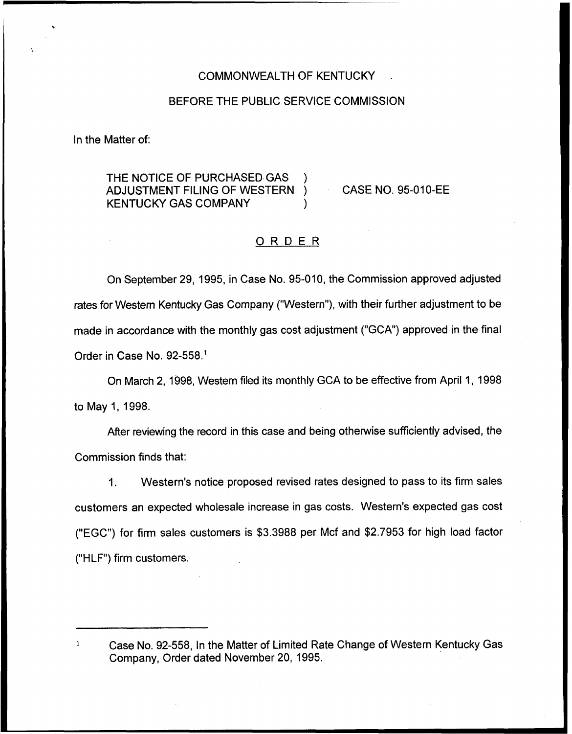COMMONWEALTH OF KENTUCKY

BEFORE THE PUBLIC SERVICE COMMISSION

In the Matter of:

THE NOTICE OF PURCHASED GAS ADJUSTMENT FILING OF WESTERN KENTUCKY GAS COMPANY ) CASE NO. 95-010-EE

## ORDER

On September 29, 1995, in Case No. 95-010, the Commission approved adjusted rates for Western Kentucky Gas Company ("Western"), with their further adjustment to be made in accordance with the monthly gas cost adjustment ("GCA") approved in the final Order in Case No. 92-558.[1]

On March 2, 1998, Western filed its monthly GCA to be effective from April 1, 1998 to May 1, 1998.

After reviewing the record in this case and being otherwise sufficiently advised, the Commission finds that:

1. Western's notice proposed revised rates designed to pass to its firm sales customers an expected wholesale increase in gas costs. Western's expected gas cost ("EGC") for firm sales customers is $3.3988 per Mcf and $2.7953 for high load factor ("HLF") firm customers.

---

[1] Case No. 92-558, In the Matter of Limited Rate Change of Western Kentucky Gas Company, Order dated November 20, 1995.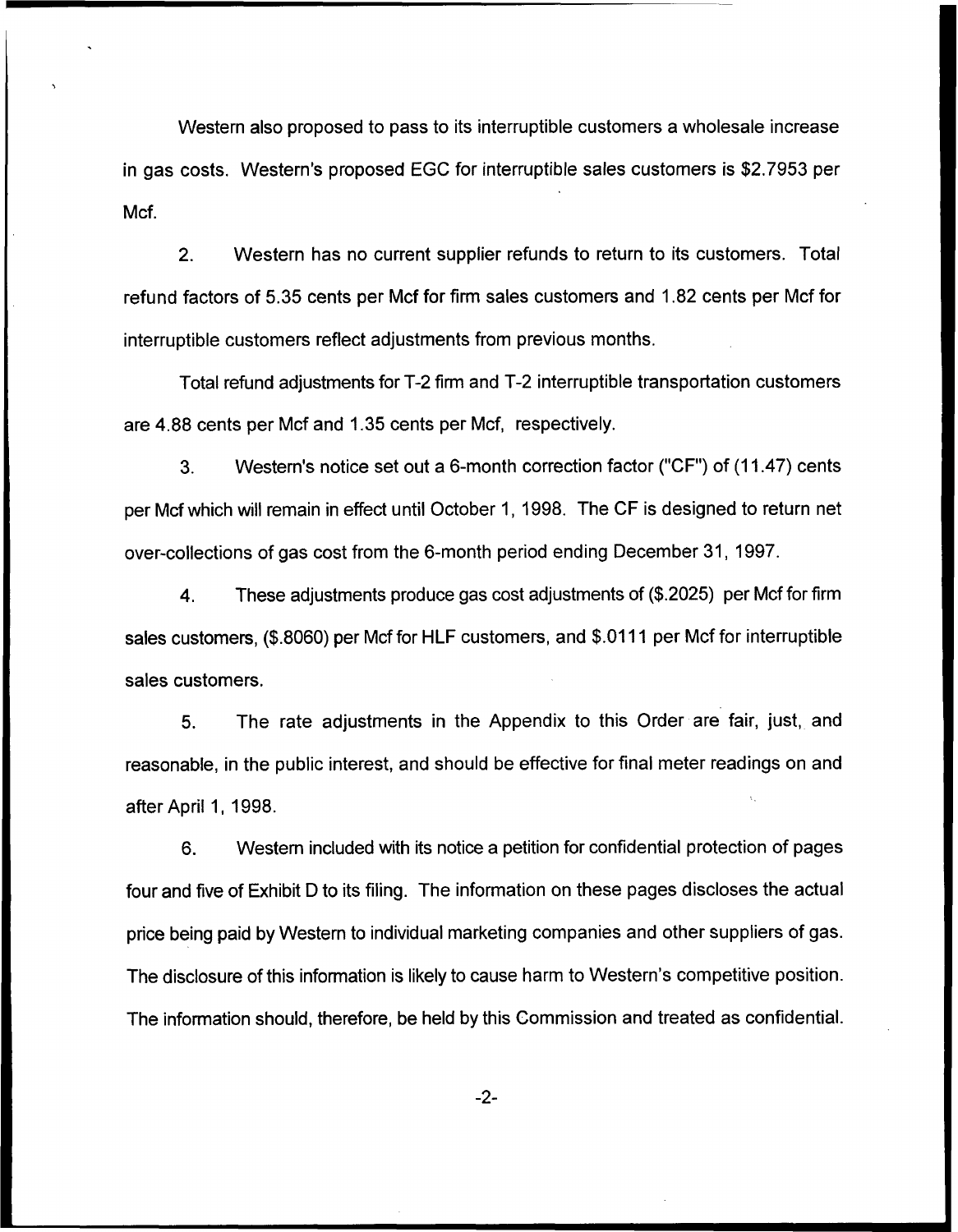Western also proposed to pass to its interruptible customers a wholesale increase in gas costs. Western's proposed EGC for interruptible sales customers is $2.7953 per Mcf.

2. Western has no current supplier refunds to return to its customers. Total refund factors of 5.35 cents per Mcf for firm sales customers and 1.82 cents per Mcf for interruptible customers reflect adjustments from previous months.

Total refund adjustments for T-2 firm and T-2 interruptible transportation customers are 4.88 cents per Mcf and 1.35 cents per Mcf, respectively.

3. Western's notice set out a 6-month correction factor ("CF") of (11.47) cents per Mcf which will remain in effect until October 1, 1998. The CF is designed to return net over-collections of gas cost from the 6-month period ending December 31, 1997.

4. These adjustments produce gas cost adjustments of ($.2025) per Mcf for firm sales customers, ($.8060) per Mcf for HLF customers, and $.0111 per Mcf for interruptible sales customers.

5. The rate adjustments in the Appendix to this Order are fair, just, and reasonable, in the public interest, and should be effective for final meter readings on and after April 1, 1998.

6. Western included with its notice a petition for confidential protection of pages four and five of Exhibit D to its filing. The information on these pages discloses the actual price being paid by Western to individual marketing companies and other suppliers of gas. The disclosure of this information is likely to cause harm to Western's competitive position. The information should, therefore, be held by this Commission and treated as confidential.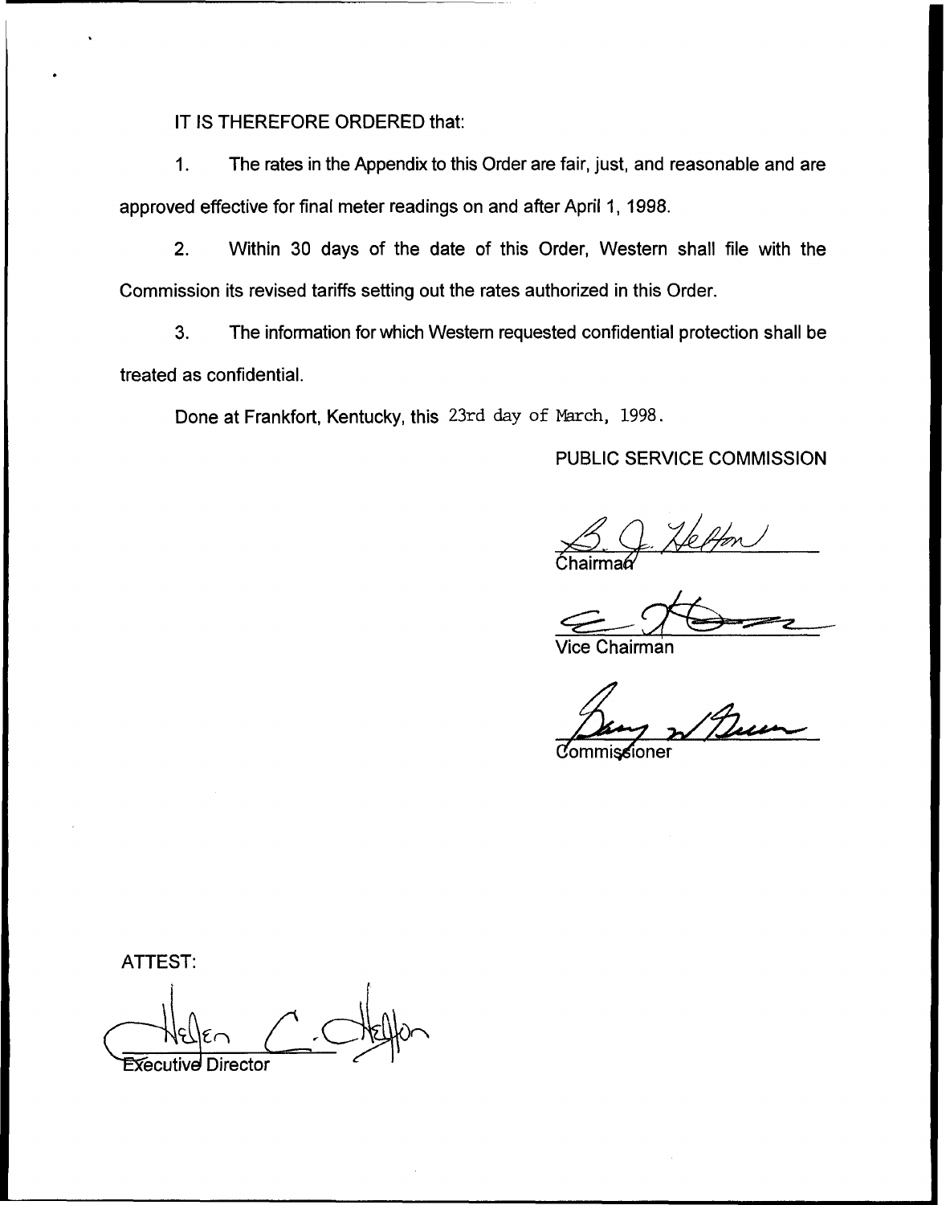IT IS THEREFORE ORDERED that:

1. The rates in the Appendix to this Order are fair, just, and reasonable and are approved effective for final meter readings on and after April 1, 1998.

2. Within 30 days of the date of this Order, Western shall file with the Commission its revised tariffs setting out the rates authorized in this Order.

3. The information for which Western requested confidential protection shall be treated as confidential.

Done at Frankfort, Kentucky, this 23rd day of March, 1998.

PUBLIC SERVICE COMMISSION

Chairman

Vice Chairman

Commissioner

ATTEST:

Executive Director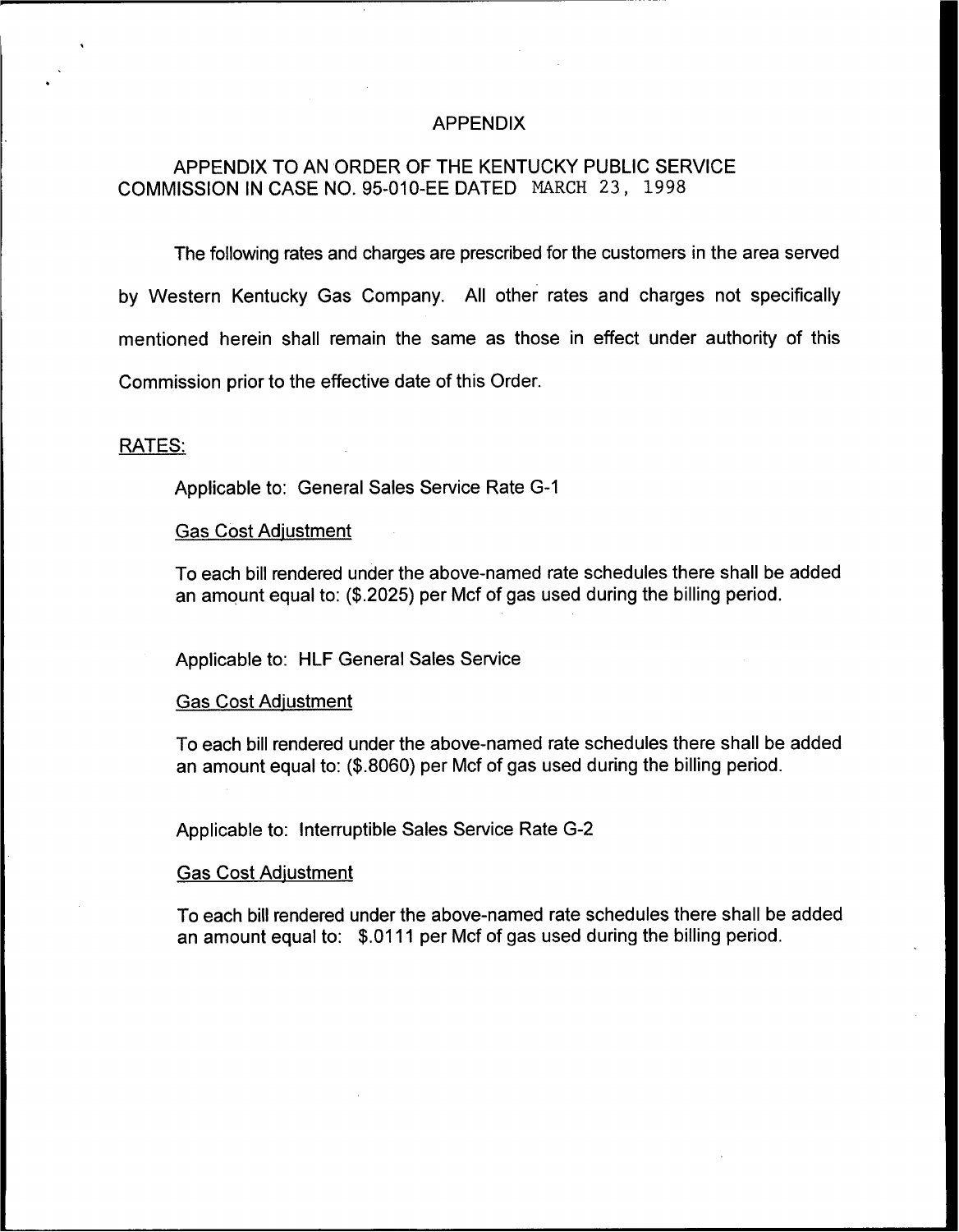# APPENDIX

APPENDIX TO AN ORDER OF THE KENTUCKY PUBLIC SERVICE COMMISSION IN CASE NO. 95-010-EE DATED MARCH 23, 1998

The following rates and charges are prescribed for the customers in the area served by Western Kentucky Gas Company. All other rates and charges not specifically mentioned herein shall remain the same as those in effect under authority of this Commission prior to the effective date of this Order.

RATES:

Applicable to: General Sales Service Rate G-1

Gas Cost Adjustment

To each bill rendered under the above-named rate schedules there shall be added an amount equal to: ($.2025) per Mcf of gas used during the billing period.

Applicable to: HLF General Sales Service

Gas Cost Adjustment

To each bill rendered under the above-named rate schedules there shall be added an amount equal to: ($.8060) per Mcf of gas used during the billing period.

Applicable to: Interruptible Sales Service Rate G-2

Gas Cost Adjustment

To each bill rendered under the above-named rate schedules there shall be added an amount equal to: $.0111 per Mcf of gas used during the billing period.